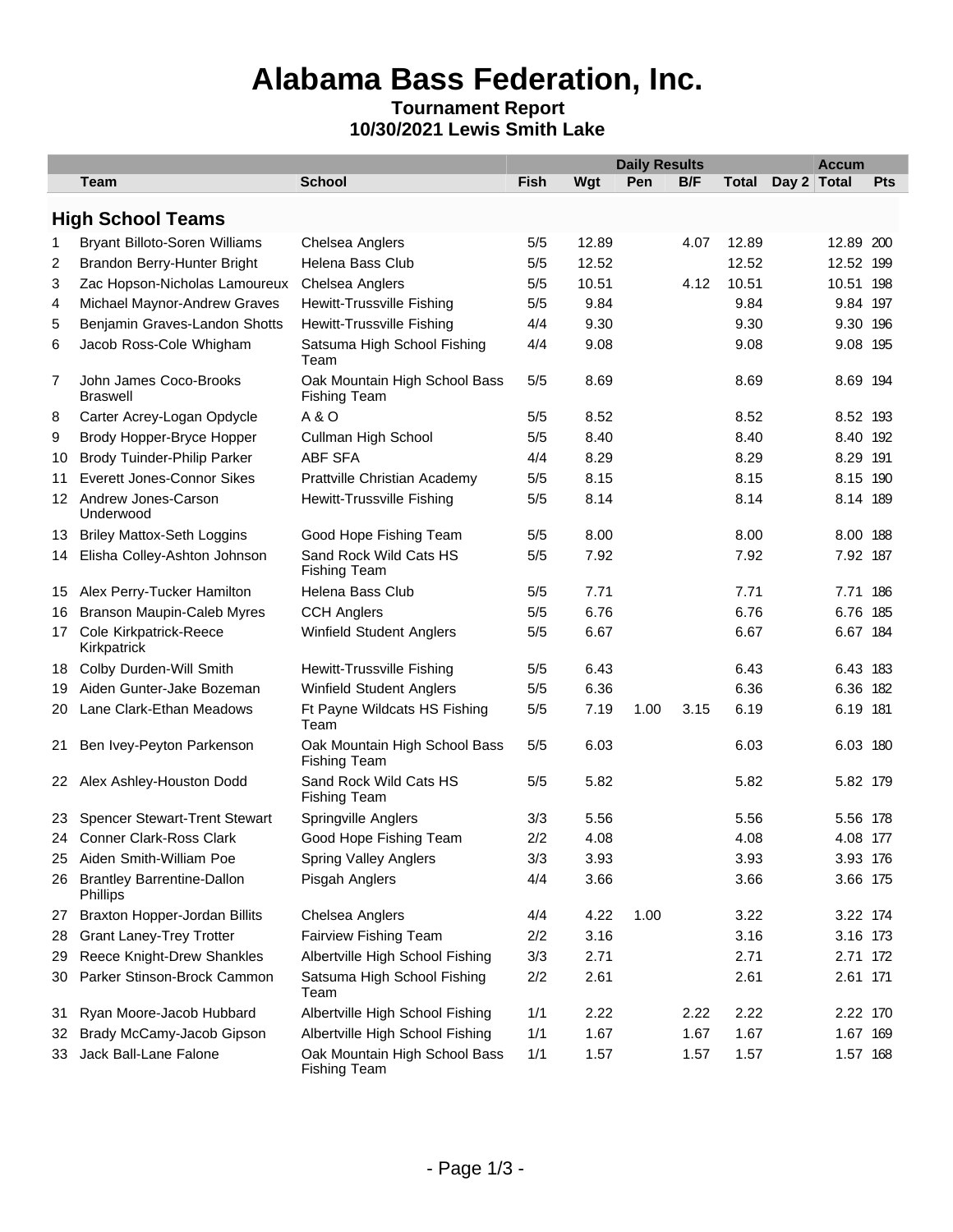# Alabama Bass Federation, Inc.

**Tournament Report**
**10/30/2021 Lewis Smith Lake**

| | | | Daily Results | | | | | | Accum | |
|---|---|---|---|---|---|---|---|---|---|---|
| | Team | School | Fish | Wgt | Pen | B/F | Total | Day 2 | Total | Pts |
| **High School Teams** | | | | | | | | | | |
| 1 | Bryant Billoto-Soren Williams | Chelsea Anglers | 5/5 | 12.89 | | 4.07 | 12.89 | | 12.89 | 200 |
| 2 | Brandon Berry-Hunter Bright | Helena Bass Club | 5/5 | 12.52 | | | 12.52 | | 12.52 | 199 |
| 3 | Zac Hopson-Nicholas Lamoureux | Chelsea Anglers | 5/5 | 10.51 | | 4.12 | 10.51 | | 10.51 | 198 |
| 4 | Michael Maynor-Andrew Graves | Hewitt-Trussville Fishing | 5/5 | 9.84 | | | 9.84 | | 9.84 | 197 |
| 5 | Benjamin Graves-Landon Shotts | Hewitt-Trussville Fishing | 4/4 | 9.30 | | | 9.30 | | 9.30 | 196 |
| 6 | Jacob Ross-Cole Whigham | Satsuma High School Fishing Team | 4/4 | 9.08 | | | 9.08 | | 9.08 | 195 |
| 7 | John James Coco-Brooks Braswell | Oak Mountain High School Bass Fishing Team | 5/5 | 8.69 | | | 8.69 | | 8.69 | 194 |
| 8 | Carter Acrey-Logan Opdycle | A & O | 5/5 | 8.52 | | | 8.52 | | 8.52 | 193 |
| 9 | Brody Hopper-Bryce Hopper | Cullman High School | 5/5 | 8.40 | | | 8.40 | | 8.40 | 192 |
| 10 | Brody Tuinder-Philip Parker | ABF SFA | 4/4 | 8.29 | | | 8.29 | | 8.29 | 191 |
| 11 | Everett Jones-Connor Sikes | Prattville Christian Academy | 5/5 | 8.15 | | | 8.15 | | 8.15 | 190 |
| 12 | Andrew Jones-Carson Underwood | Hewitt-Trussville Fishing | 5/5 | 8.14 | | | 8.14 | | 8.14 | 189 |
| 13 | Briley Mattox-Seth Loggins | Good Hope Fishing Team | 5/5 | 8.00 | | | 8.00 | | 8.00 | 188 |
| 14 | Elisha Colley-Ashton Johnson | Sand Rock Wild Cats HS Fishing Team | 5/5 | 7.92 | | | 7.92 | | 7.92 | 187 |
| 15 | Alex Perry-Tucker Hamilton | Helena Bass Club | 5/5 | 7.71 | | | 7.71 | | 7.71 | 186 |
| 16 | Branson Maupin-Caleb Myres | CCH Anglers | 5/5 | 6.76 | | | 6.76 | | 6.76 | 185 |
| 17 | Cole Kirkpatrick-Reece Kirkpatrick | Winfield Student Anglers | 5/5 | 6.67 | | | 6.67 | | 6.67 | 184 |
| 18 | Colby Durden-Will Smith | Hewitt-Trussville Fishing | 5/5 | 6.43 | | | 6.43 | | 6.43 | 183 |
| 19 | Aiden Gunter-Jake Bozeman | Winfield Student Anglers | 5/5 | 6.36 | | | 6.36 | | 6.36 | 182 |
| 20 | Lane Clark-Ethan Meadows | Ft Payne Wildcats HS Fishing Team | 5/5 | 7.19 | 1.00 | 3.15 | 6.19 | | 6.19 | 181 |
| 21 | Ben Ivey-Peyton Parkenson | Oak Mountain High School Bass Fishing Team | 5/5 | 6.03 | | | 6.03 | | 6.03 | 180 |
| 22 | Alex Ashley-Houston Dodd | Sand Rock Wild Cats HS Fishing Team | 5/5 | 5.82 | | | 5.82 | | 5.82 | 179 |
| 23 | Spencer Stewart-Trent Stewart | Springville Anglers | 3/3 | 5.56 | | | 5.56 | | 5.56 | 178 |
| 24 | Conner Clark-Ross Clark | Good Hope Fishing Team | 2/2 | 4.08 | | | 4.08 | | 4.08 | 177 |
| 25 | Aiden Smith-William Poe | Spring Valley Anglers | 3/3 | 3.93 | | | 3.93 | | 3.93 | 176 |
| 26 | Brantley Barrentine-Dallon Phillips | Pisgah Anglers | 4/4 | 3.66 | | | 3.66 | | 3.66 | 175 |
| 27 | Braxton Hopper-Jordan Billits | Chelsea Anglers | 4/4 | 4.22 | 1.00 | | 3.22 | | 3.22 | 174 |
| 28 | Grant Laney-Trey Trotter | Fairview Fishing Team | 2/2 | 3.16 | | | 3.16 | | 3.16 | 173 |
| 29 | Reece Knight-Drew Shankles | Albertville High School Fishing | 3/3 | 2.71 | | | 2.71 | | 2.71 | 172 |
| 30 | Parker Stinson-Brock Cammon | Satsuma High School Fishing Team | 2/2 | 2.61 | | | 2.61 | | 2.61 | 171 |
| 31 | Ryan Moore-Jacob Hubbard | Albertville High School Fishing | 1/1 | 2.22 | | 2.22 | 2.22 | | 2.22 | 170 |
| 32 | Brady McCamy-Jacob Gipson | Albertville High School Fishing | 1/1 | 1.67 | | 1.67 | 1.67 | | 1.67 | 169 |
| 33 | Jack Ball-Lane Falone | Oak Mountain High School Bass Fishing Team | 1/1 | 1.57 | | 1.57 | 1.57 | | 1.57 | 168 |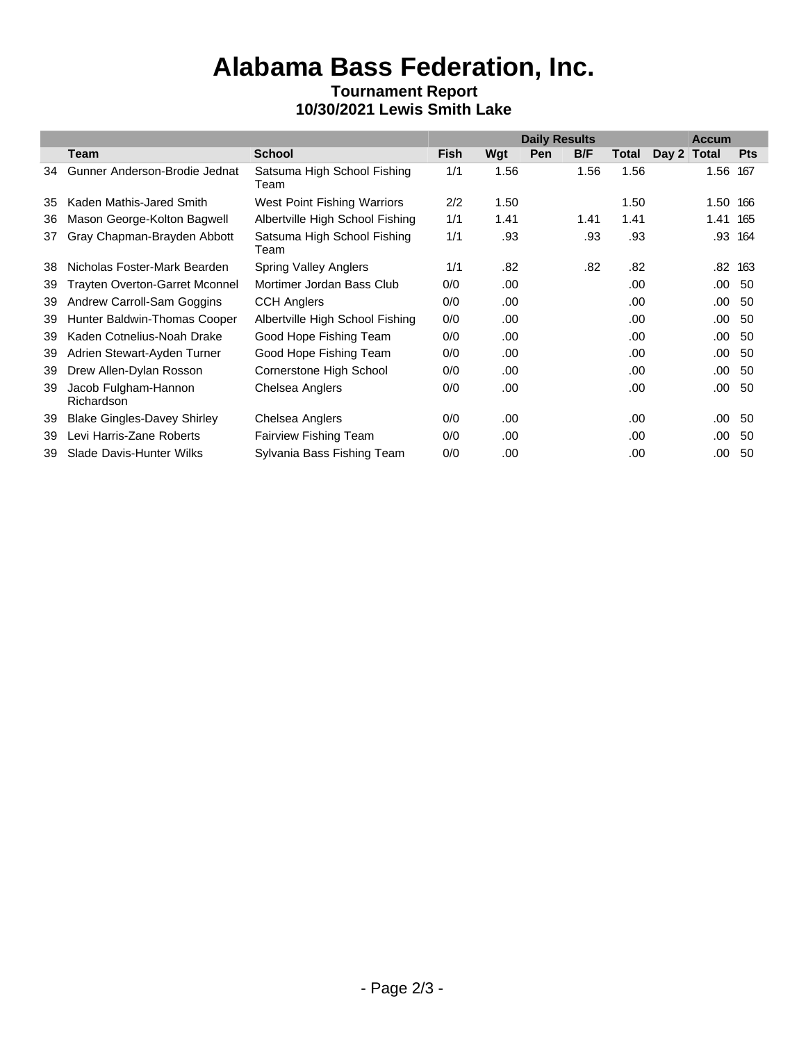# Alabama Bass Federation, Inc.

**Tournament Report**

**10/30/2021 Lewis Smith Lake**

| | | | Daily Results | | | | | | Accum | |
|---|---|---|---|---|---|---|---|---|---|---|
| | Team | School | Fish | Wgt | Pen | B/F | Total | Day 2 | Total | Pts |
| 34 | Gunner Anderson-Brodie Jednat | Satsuma High School Fishing Team | 1/1 | 1.56 | | 1.56 | 1.56 | | 1.56 | 167 |
| 35 | Kaden Mathis-Jared Smith | West Point Fishing Warriors | 2/2 | 1.50 | | | 1.50 | | 1.50 | 166 |
| 36 | Mason George-Kolton Bagwell | Albertville High School Fishing | 1/1 | 1.41 | | 1.41 | 1.41 | | 1.41 | 165 |
| 37 | Gray Chapman-Brayden Abbott | Satsuma High School Fishing Team | 1/1 | .93 | | .93 | .93 | | .93 | 164 |
| 38 | Nicholas Foster-Mark Bearden | Spring Valley Anglers | 1/1 | .82 | | .82 | .82 | | .82 | 163 |
| 39 | Trayten Overton-Garret Mconnel | Mortimer Jordan Bass Club | 0/0 | .00 | | | .00 | | .00 | 50 |
| 39 | Andrew Carroll-Sam Goggins | CCH Anglers | 0/0 | .00 | | | .00 | | .00 | 50 |
| 39 | Hunter Baldwin-Thomas Cooper | Albertville High School Fishing | 0/0 | .00 | | | .00 | | .00 | 50 |
| 39 | Kaden Cotnelius-Noah Drake | Good Hope Fishing Team | 0/0 | .00 | | | .00 | | .00 | 50 |
| 39 | Adrien Stewart-Ayden Turner | Good Hope Fishing Team | 0/0 | .00 | | | .00 | | .00 | 50 |
| 39 | Drew Allen-Dylan Rosson | Cornerstone High School | 0/0 | .00 | | | .00 | | .00 | 50 |
| 39 | Jacob Fulgham-Hannon Richardson | Chelsea Anglers | 0/0 | .00 | | | .00 | | .00 | 50 |
| 39 | Blake Gingles-Davey Shirley | Chelsea Anglers | 0/0 | .00 | | | .00 | | .00 | 50 |
| 39 | Levi Harris-Zane Roberts | Fairview Fishing Team | 0/0 | .00 | | | .00 | | .00 | 50 |
| 39 | Slade Davis-Hunter Wilks | Sylvania Bass Fishing Team | 0/0 | .00 | | | .00 | | .00 | 50 |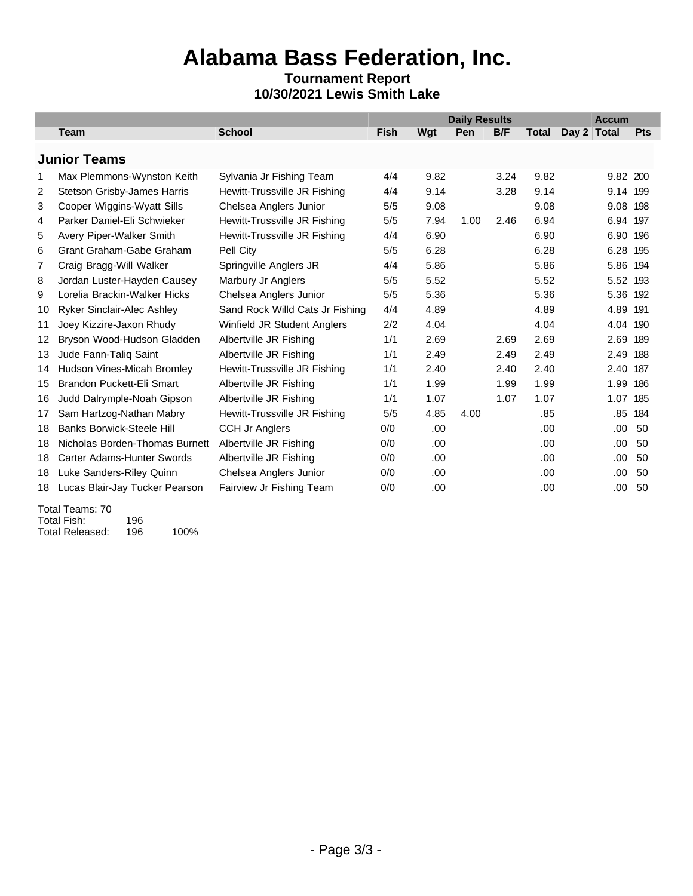# Alabama Bass Federation, Inc.

**Tournament Report**
**10/30/2021 Lewis Smith Lake**

| | | | Daily Results | | | | | | Accum | |
|---|---|---|---|---|---|---|---|---|---|---|
| | Team | School | Fish | Wgt | Pen | B/F | Total | Day 2 | Total | Pts |
| | **Junior Teams** | | | | | | | | | |
| 1 | Max Plemmons-Wynston Keith | Sylvania Jr Fishing Team | 4/4 | 9.82 | | 3.24 | 9.82 | | 9.82 | 200 |
| 2 | Stetson Grisby-James Harris | Hewitt-Trussville JR Fishing | 4/4 | 9.14 | | 3.28 | 9.14 | | 9.14 | 199 |
| 3 | Cooper Wiggins-Wyatt Sills | Chelsea Anglers Junior | 5/5 | 9.08 | | | 9.08 | | 9.08 | 198 |
| 4 | Parker Daniel-Eli Schwieker | Hewitt-Trussville JR Fishing | 5/5 | 7.94 | 1.00 | 2.46 | 6.94 | | 6.94 | 197 |
| 5 | Avery Piper-Walker Smith | Hewitt-Trussville JR Fishing | 4/4 | 6.90 | | | 6.90 | | 6.90 | 196 |
| 6 | Grant Graham-Gabe Graham | Pell City | 5/5 | 6.28 | | | 6.28 | | 6.28 | 195 |
| 7 | Craig Bragg-Will Walker | Springville Anglers JR | 4/4 | 5.86 | | | 5.86 | | 5.86 | 194 |
| 8 | Jordan Luster-Hayden Causey | Marbury Jr Anglers | 5/5 | 5.52 | | | 5.52 | | 5.52 | 193 |
| 9 | Lorelia Brackin-Walker Hicks | Chelsea Anglers Junior | 5/5 | 5.36 | | | 5.36 | | 5.36 | 192 |
| 10 | Ryker Sinclair-Alec Ashley | Sand Rock Willd Cats Jr Fishing | 4/4 | 4.89 | | | 4.89 | | 4.89 | 191 |
| 11 | Joey Kizzire-Jaxon Rhudy | Winfield JR Student Anglers | 2/2 | 4.04 | | | 4.04 | | 4.04 | 190 |
| 12 | Bryson Wood-Hudson Gladden | Albertville JR Fishing | 1/1 | 2.69 | | 2.69 | 2.69 | | 2.69 | 189 |
| 13 | Jude Fann-Taliq Saint | Albertville JR Fishing | 1/1 | 2.49 | | 2.49 | 2.49 | | 2.49 | 188 |
| 14 | Hudson Vines-Micah Bromley | Hewitt-Trussville JR Fishing | 1/1 | 2.40 | | 2.40 | 2.40 | | 2.40 | 187 |
| 15 | Brandon Puckett-Eli Smart | Albertville JR Fishing | 1/1 | 1.99 | | 1.99 | 1.99 | | 1.99 | 186 |
| 16 | Judd Dalrymple-Noah Gipson | Albertville JR Fishing | 1/1 | 1.07 | | 1.07 | 1.07 | | 1.07 | 185 |
| 17 | Sam Hartzog-Nathan Mabry | Hewitt-Trussville JR Fishing | 5/5 | 4.85 | 4.00 | | .85 | | .85 | 184 |
| 18 | Banks Borwick-Steele Hill | CCH Jr Anglers | 0/0 | .00 | | | .00 | | .00 | 50 |
| 18 | Nicholas Borden-Thomas Burnett | Albertville JR Fishing | 0/0 | .00 | | | .00 | | .00 | 50 |
| 18 | Carter Adams-Hunter Swords | Albertville JR Fishing | 0/0 | .00 | | | .00 | | .00 | 50 |
| 18 | Luke Sanders-Riley Quinn | Chelsea Anglers Junior | 0/0 | .00 | | | .00 | | .00 | 50 |
| 18 | Lucas Blair-Jay Tucker Pearson | Fairview Jr Fishing Team | 0/0 | .00 | | | .00 | | .00 | 50 |

Total Teams: 70
Total Fish: 196
Total Released: 196 100%